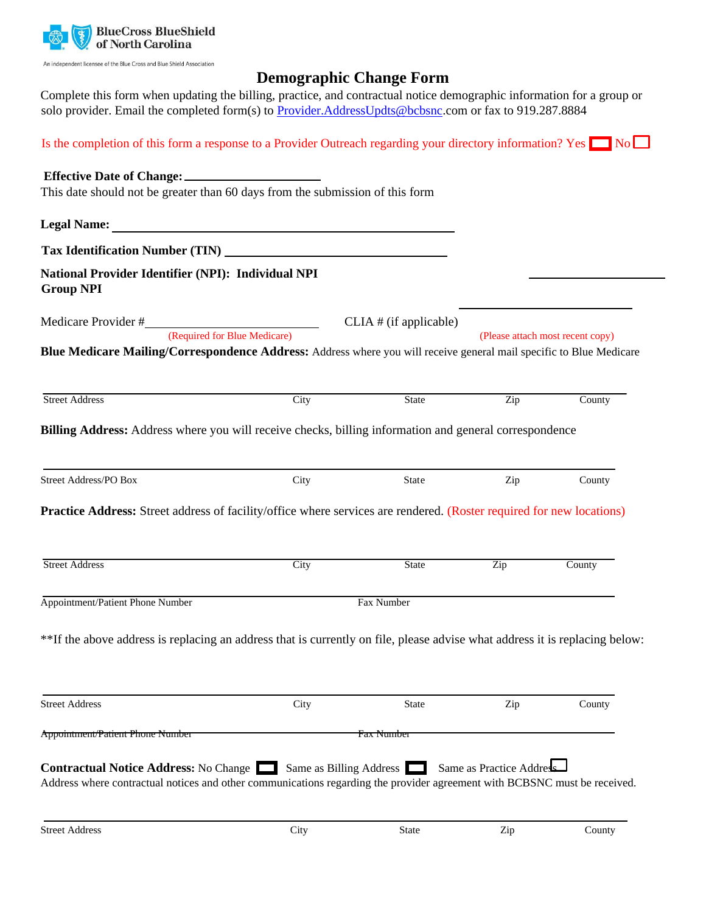BlueCross BlueShield of North Carolina

An independent licensee of the Blue Cross and Blue Shield Association

# Demographic Change Form

Complete this form when updating the billing, practice, and contractual notice demographic information for a group or solo provider. Email the completed form(s) to Provider.AddressUpdts@bcbsnc.com or fax to 919.287.8884

Is the completion of this form a response to a Provider Outreach regarding your directory information? Yes ☐ No ☐

**Effective Date of Change:** ____________________

This date should not be greater than 60 days from the submission of this form

**Legal Name:** ____________________________________________

**Tax Identification Number (TIN)** ______________________________

**National Provider Identifier (NPI): Individual NPI** ____________________

**Group NPI** ____________________

Medicare Provider #________________________ (Required for Blue Medicare)

CLIA # (if applicable) ____________________ (Please attach most recent copy)

**Blue Medicare Mailing/Correspondence Address:** Address where you will receive general mail specific to Blue Medicare

| Street Address | City | State | Zip | County |
|---|---|---|---|---|
| | | | | |

**Billing Address:** Address where you will receive checks, billing information and general correspondence

| Street Address/PO Box | City | State | Zip | County |
|---|---|---|---|---|
| | | | | |

**Practice Address:** Street address of facility/office where services are rendered. (Roster required for new locations)

| Street Address | City | State | Zip | County |
|---|---|---|---|---|
| | | | | |

| Appointment/Patient Phone Number | Fax Number |
|---|---|
| | |

**If the above address is replacing an address that is currently on file, please advise what address it is replacing below:

| Street Address | City | State | Zip | County |
|---|---|---|---|---|
| | | | | |

~~Appointment/Patient Phone Number~~ ~~Fax Number~~

**Contractual Notice Address:** No Change ☐ Same as Billing Address ☐ Same as Practice Address ☐

Address where contractual notices and other communications regarding the provider agreement with BCBSNC must be received.

| Street Address | City | State | Zip | County |
|---|---|---|---|---|
| | | | | |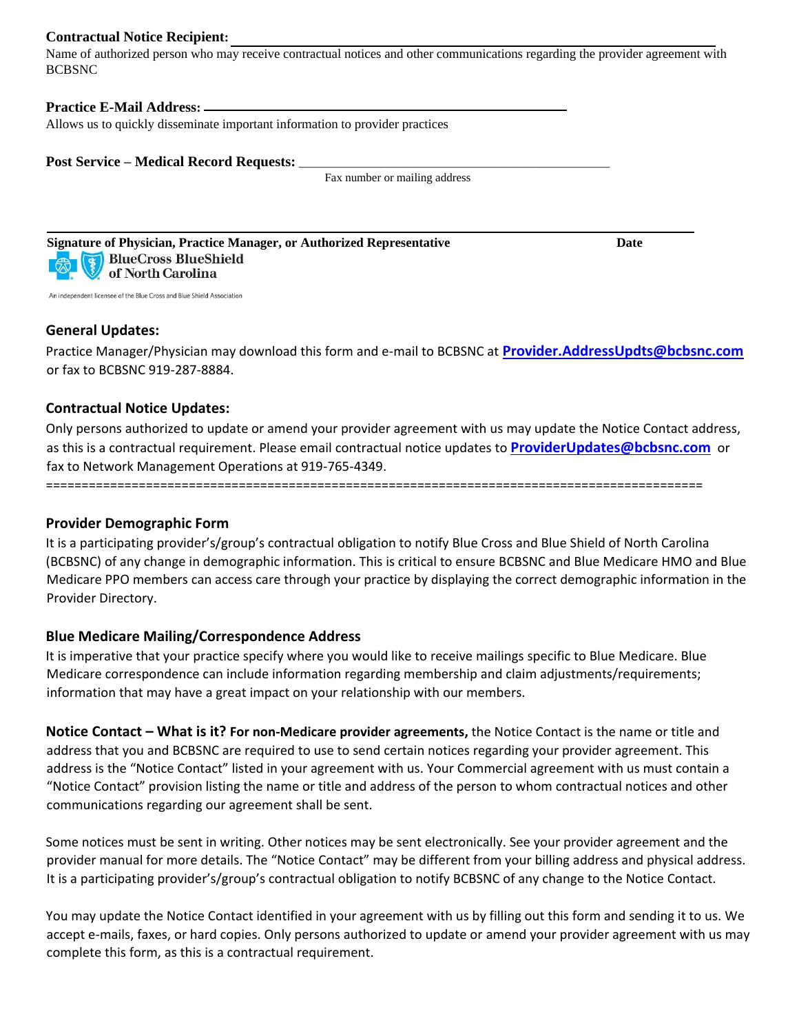**Contractual Notice Recipient:** ______________________________________________

Name of authorized person who may receive contractual notices and other communications regarding the provider agreement with BCBSNC

**Practice E-Mail Address:** ______________________________________________

Allows us to quickly disseminate important information to provider practices

**Post Service – Medical Record Requests:** ______________________________________________

Fax number or mailing address

______________________________________________________________________________

**Signature of Physician, Practice Manager, or Authorized Representative** **Date**

BlueCross BlueShield of North Carolina

An independent licensee of the Blue Cross and Blue Shield Association

**General Updates:**

Practice Manager/Physician may download this form and e-mail to BCBSNC at **Provider.AddressUpdts@bcbsnc.com** or fax to BCBSNC 919-287-8884.

**Contractual Notice Updates:**

Only persons authorized to update or amend your provider agreement with us may update the Notice Contact address, as this is a contractual requirement. Please email contractual notice updates to **ProviderUpdates@bcbsnc.com** or fax to Network Management Operations at 919-765-4349.

==========================================================================================

**Provider Demographic Form**

It is a participating provider's/group's contractual obligation to notify Blue Cross and Blue Shield of North Carolina (BCBSNC) of any change in demographic information. This is critical to ensure BCBSNC and Blue Medicare HMO and Blue Medicare PPO members can access care through your practice by displaying the correct demographic information in the Provider Directory.

**Blue Medicare Mailing/Correspondence Address**

It is imperative that your practice specify where you would like to receive mailings specific to Blue Medicare. Blue Medicare correspondence can include information regarding membership and claim adjustments/requirements; information that may have a great impact on your relationship with our members.

**Notice Contact – What is it? For non-Medicare provider agreements,** the Notice Contact is the name or title and address that you and BCBSNC are required to use to send certain notices regarding your provider agreement. This address is the "Notice Contact" listed in your agreement with us. Your Commercial agreement with us must contain a "Notice Contact" provision listing the name or title and address of the person to whom contractual notices and other communications regarding our agreement shall be sent.

Some notices must be sent in writing. Other notices may be sent electronically. See your provider agreement and the provider manual for more details. The "Notice Contact" may be different from your billing address and physical address. It is a participating provider's/group's contractual obligation to notify BCBSNC of any change to the Notice Contact.

You may update the Notice Contact identified in your agreement with us by filling out this form and sending it to us. We accept e-mails, faxes, or hard copies. Only persons authorized to update or amend your provider agreement with us may complete this form, as this is a contractual requirement.